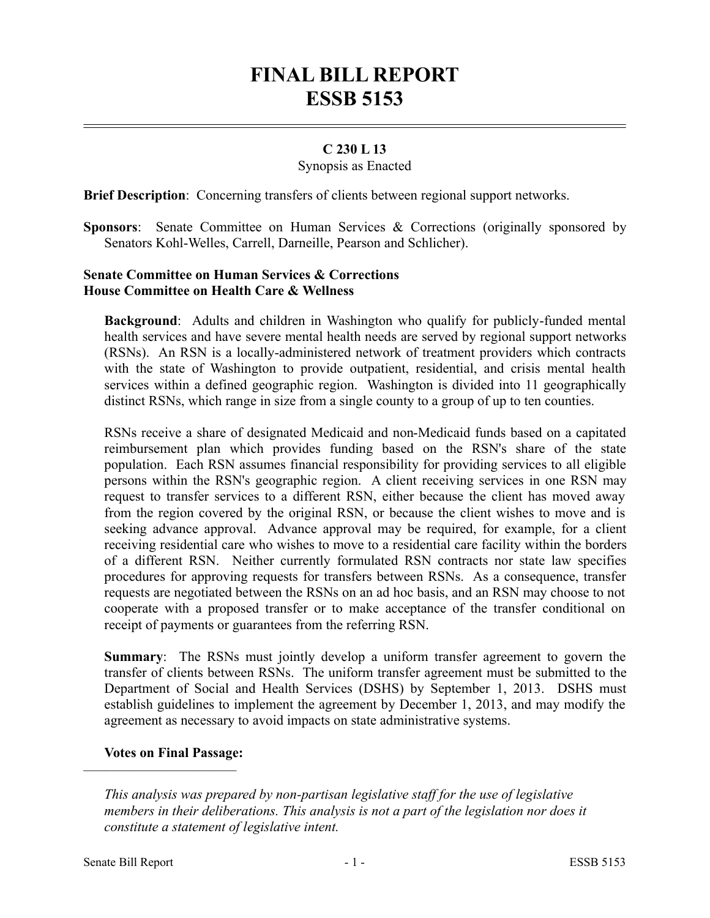# FINAL BILL REPORT
# ESSB 5153

**C 230 L 13**

Synopsis as Enacted

**Brief Description**: Concerning transfers of clients between regional support networks.

**Sponsors**: Senate Committee on Human Services & Corrections (originally sponsored by Senators Kohl-Welles, Carrell, Darneille, Pearson and Schlicher).

**Senate Committee on Human Services & Corrections**
**House Committee on Health Care & Wellness**

**Background**: Adults and children in Washington who qualify for publicly-funded mental health services and have severe mental health needs are served by regional support networks (RSNs). An RSN is a locally-administered network of treatment providers which contracts with the state of Washington to provide outpatient, residential, and crisis mental health services within a defined geographic region. Washington is divided into 11 geographically distinct RSNs, which range in size from a single county to a group of up to ten counties.

RSNs receive a share of designated Medicaid and non-Medicaid funds based on a capitated reimbursement plan which provides funding based on the RSN's share of the state population. Each RSN assumes financial responsibility for providing services to all eligible persons within the RSN's geographic region. A client receiving services in one RSN may request to transfer services to a different RSN, either because the client has moved away from the region covered by the original RSN, or because the client wishes to move and is seeking advance approval. Advance approval may be required, for example, for a client receiving residential care who wishes to move to a residential care facility within the borders of a different RSN. Neither currently formulated RSN contracts nor state law specifies procedures for approving requests for transfers between RSNs. As a consequence, transfer requests are negotiated between the RSNs on an ad hoc basis, and an RSN may choose to not cooperate with a proposed transfer or to make acceptance of the transfer conditional on receipt of payments or guarantees from the referring RSN.

**Summary**: The RSNs must jointly develop a uniform transfer agreement to govern the transfer of clients between RSNs. The uniform transfer agreement must be submitted to the Department of Social and Health Services (DSHS) by September 1, 2013. DSHS must establish guidelines to implement the agreement by December 1, 2013, and may modify the agreement as necessary to avoid impacts on state administrative systems.

**Votes on Final Passage:**

---

*This analysis was prepared by non-partisan legislative staff for the use of legislative members in their deliberations. This analysis is not a part of the legislation nor does it constitute a statement of legislative intent.*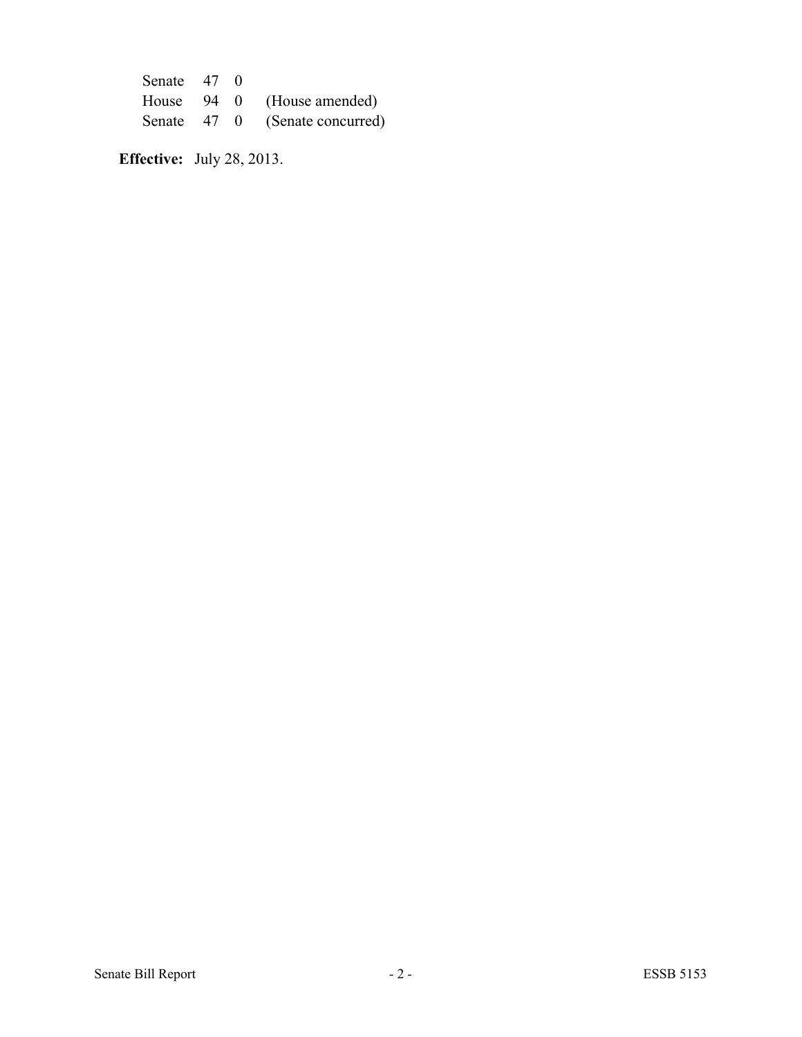| | | | |
|---|---|---|---|
| Senate | 47 | 0 | |
| House | 94 | 0 | (House amended) |
| Senate | 47 | 0 | (Senate concurred) |

**Effective:** July 28, 2013.